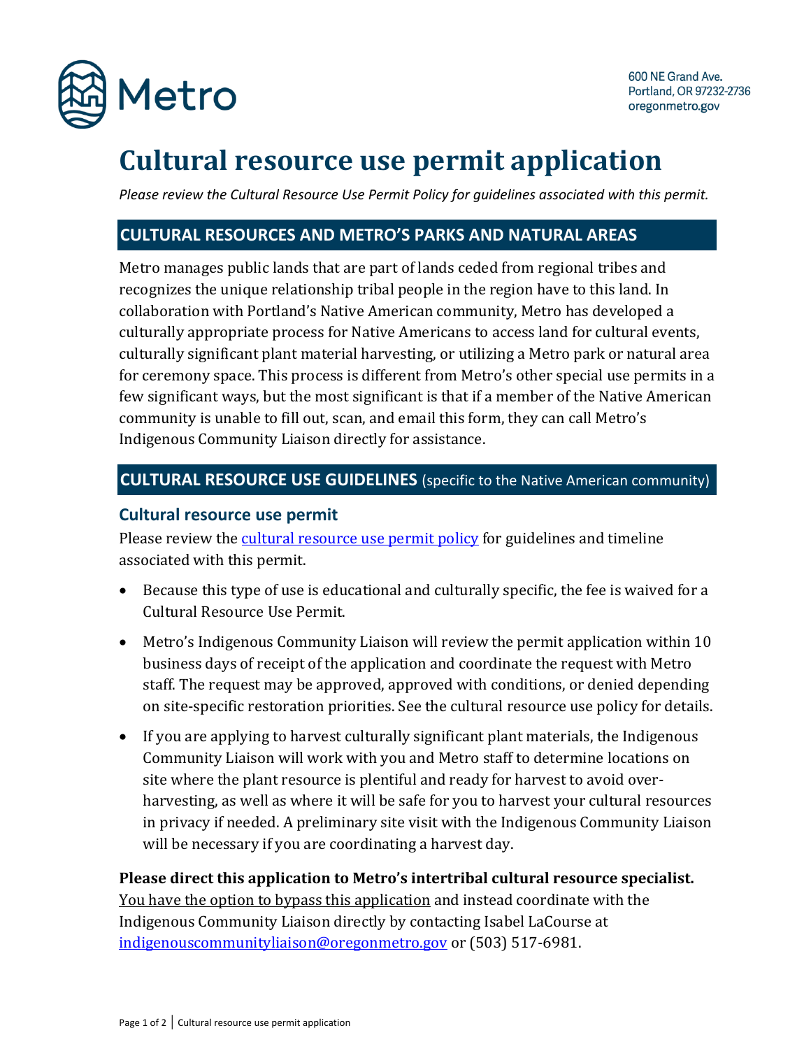Metro

600 NE Grand Ave.
Portland, OR 97232-2736
oregonmetro.gov

# Cultural resource use permit application

*Please review the Cultural Resource Use Permit Policy for guidelines associated with this permit.*

## CULTURAL RESOURCES AND METRO'S PARKS AND NATURAL AREAS

Metro manages public lands that are part of lands ceded from regional tribes and recognizes the unique relationship tribal people in the region have to this land. In collaboration with Portland's Native American community, Metro has developed a culturally appropriate process for Native Americans to access land for cultural events, culturally significant plant material harvesting, or utilizing a Metro park or natural area for ceremony space. This process is different from Metro's other special use permits in a few significant ways, but the most significant is that if a member of the Native American community is unable to fill out, scan, and email this form, they can call Metro's Indigenous Community Liaison directly for assistance.

## CULTURAL RESOURCE USE GUIDELINES (specific to the Native American community)

### Cultural resource use permit

Please review the cultural resource use permit policy for guidelines and timeline associated with this permit.

- Because this type of use is educational and culturally specific, the fee is waived for a Cultural Resource Use Permit.
- Metro's Indigenous Community Liaison will review the permit application within 10 business days of receipt of the application and coordinate the request with Metro staff. The request may be approved, approved with conditions, or denied depending on site-specific restoration priorities. See the cultural resource use policy for details.
- If you are applying to harvest culturally significant plant materials, the Indigenous Community Liaison will work with you and Metro staff to determine locations on site where the plant resource is plentiful and ready for harvest to avoid over-harvesting, as well as where it will be safe for you to harvest your cultural resources in privacy if needed. A preliminary site visit with the Indigenous Community Liaison will be necessary if you are coordinating a harvest day.

**Please direct this application to Metro's intertribal cultural resource specialist.** You have the option to bypass this application and instead coordinate with the Indigenous Community Liaison directly by contacting Isabel LaCourse at indigenouscommunityliaison@oregonmetro.gov or (503) 517-6981.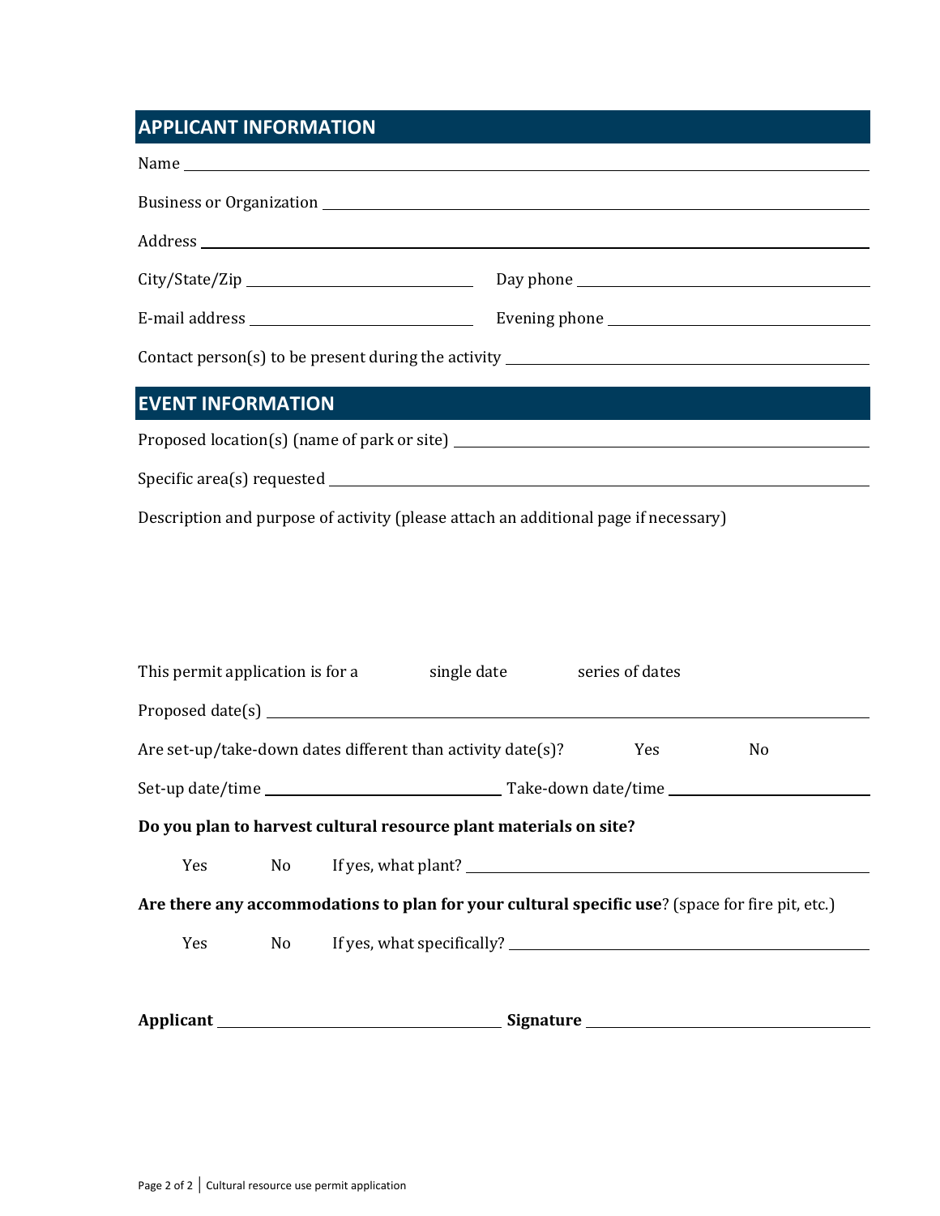## APPLICANT INFORMATION

Name ______________________________________________

Business or Organization ______________________________________________

Address ______________________________________________

City/State/Zip ______________________ Day phone ______________________

E-mail address ______________________ Evening phone ______________________

Contact person(s) to be present during the activity ______________________

## EVENT INFORMATION

Proposed location(s) (name of park or site) ______________________

Specific area(s) requested ______________________

Description and purpose of activity (please attach an additional page if necessary)

This permit application is for a single date series of dates

Proposed date(s) ______________________

Are set-up/take-down dates different than activity date(s)? Yes No

Set-up date/time ______________________ Take-down date/time ______________________

**Do you plan to harvest cultural resource plant materials on site?**

Yes No If yes, what plant? ______________________

**Are there any accommodations to plan for your cultural specific use**? (space for fire pit, etc.)

Yes No If yes, what specifically? ______________________

**Applicant** ______________________ **Signature** ______________________